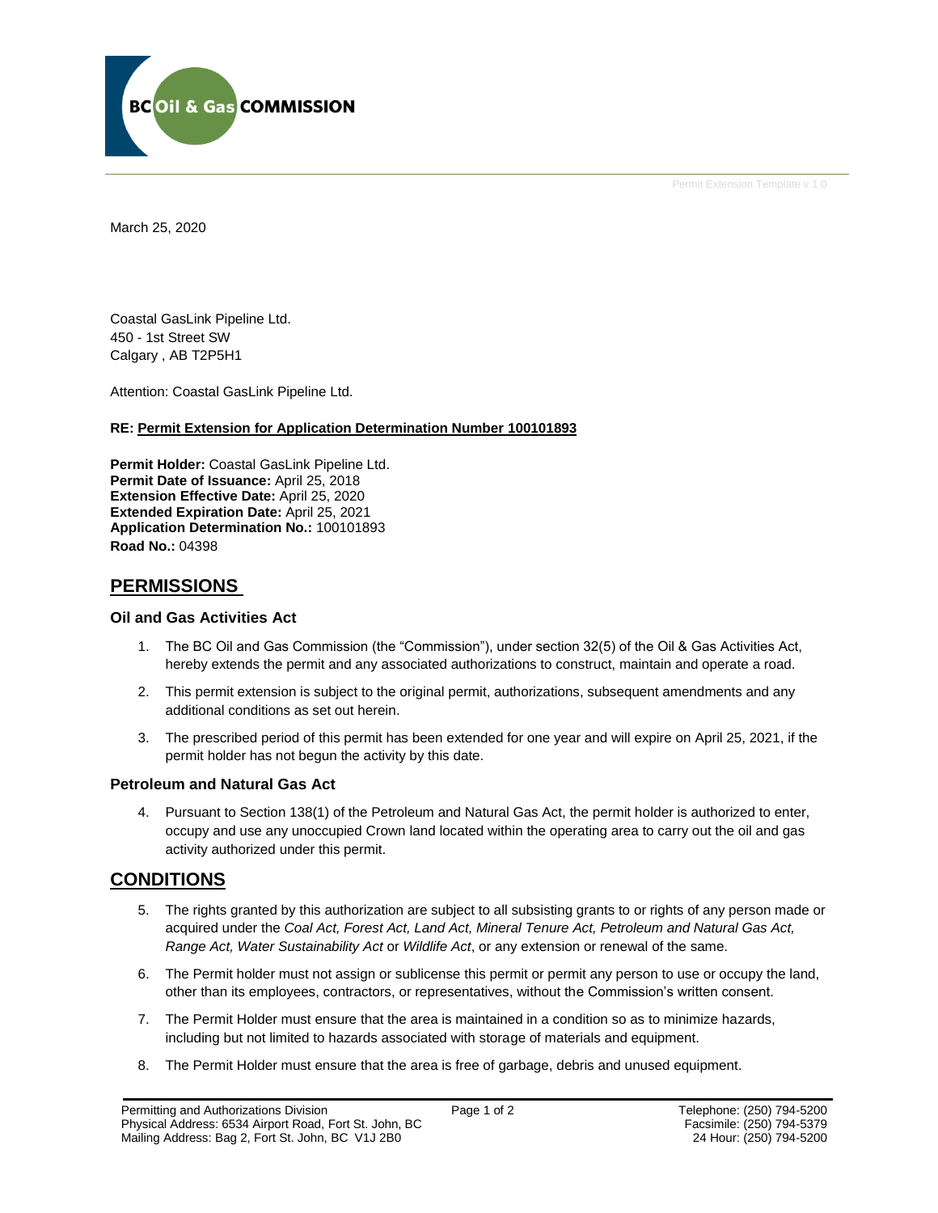BC Oil & Gas COMMISSION

Permit Extension Template v 1.0

March 25, 2020

Coastal GasLink Pipeline Ltd.
450 - 1st Street SW
Calgary , AB T2P5H1

Attention: Coastal GasLink Pipeline Ltd.

**RE: Permit Extension for Application Determination Number 100101893**

**Permit Holder:** Coastal GasLink Pipeline Ltd.
**Permit Date of Issuance:** April 25, 2018
**Extension Effective Date:** April 25, 2020
**Extended Expiration Date:** April 25, 2021
**Application Determination No.:** 100101893
**Road No.:** 04398

## PERMISSIONS

### Oil and Gas Activities Act

1. The BC Oil and Gas Commission (the "Commission"), under section 32(5) of the Oil & Gas Activities Act, hereby extends the permit and any associated authorizations to construct, maintain and operate a road.
2. This permit extension is subject to the original permit, authorizations, subsequent amendments and any additional conditions as set out herein.
3. The prescribed period of this permit has been extended for one year and will expire on April 25, 2021, if the permit holder has not begun the activity by this date.

### Petroleum and Natural Gas Act

4. Pursuant to Section 138(1) of the Petroleum and Natural Gas Act, the permit holder is authorized to enter, occupy and use any unoccupied Crown land located within the operating area to carry out the oil and gas activity authorized under this permit.

## CONDITIONS

5. The rights granted by this authorization are subject to all subsisting grants to or rights of any person made or acquired under the *Coal Act, Forest Act, Land Act, Mineral Tenure Act, Petroleum and Natural Gas Act, Range Act, Water Sustainability Act* or *Wildlife Act*, or any extension or renewal of the same.
6. The Permit holder must not assign or sublicense this permit or permit any person to use or occupy the land, other than its employees, contractors, or representatives, without the Commission's written consent.
7. The Permit Holder must ensure that the area is maintained in a condition so as to minimize hazards, including but not limited to hazards associated with storage of materials and equipment.
8. The Permit Holder must ensure that the area is free of garbage, debris and unused equipment.

Permitting and Authorizations Division
Physical Address: 6534 Airport Road, Fort St. John, BC
Mailing Address: Bag 2, Fort St. John, BC V1J 2B0

Telephone: (250) 794-5200
Facsimile: (250) 794-5379
24 Hour: (250) 794-5200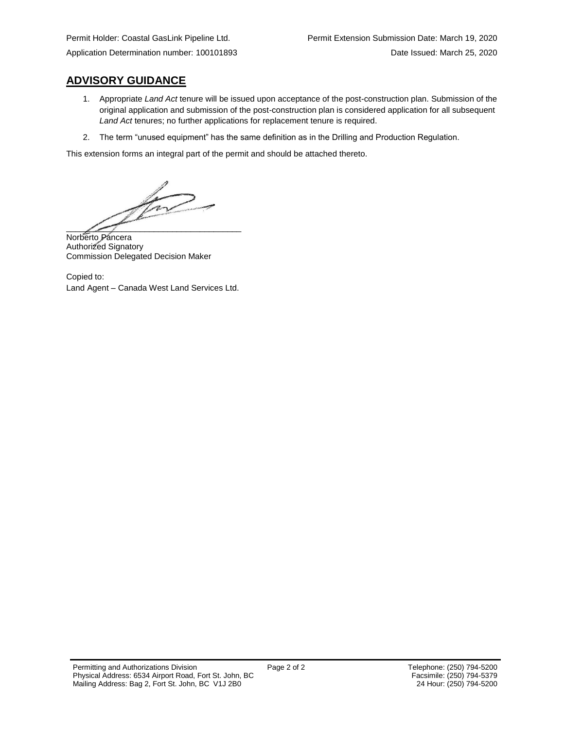Permit Holder: Coastal GasLink Pipeline Ltd. Permit Extension Submission Date: March 19, 2020

Application Determination number: 100101893 Date Issued: March 25, 2020

## ADVISORY GUIDANCE

1. Appropriate *Land Act* tenure will be issued upon acceptance of the post-construction plan. Submission of the original application and submission of the post-construction plan is considered application for all subsequent *Land Act* tenures; no further applications for replacement tenure is required.
2. The term "unused equipment" has the same definition as in the Drilling and Production Regulation.

This extension forms an integral part of the permit and should be attached thereto.

Norberto Pancera
Authorized Signatory
Commission Delegated Decision Maker

Copied to:
Land Agent – Canada West Land Services Ltd.

Permitting and Authorizations Division
Physical Address: 6534 Airport Road, Fort St. John, BC
Mailing Address: Bag 2, Fort St. John, BC V1J 2B0

Telephone: (250) 794-5200
Facsimile: (250) 794-5379
24 Hour: (250) 794-5200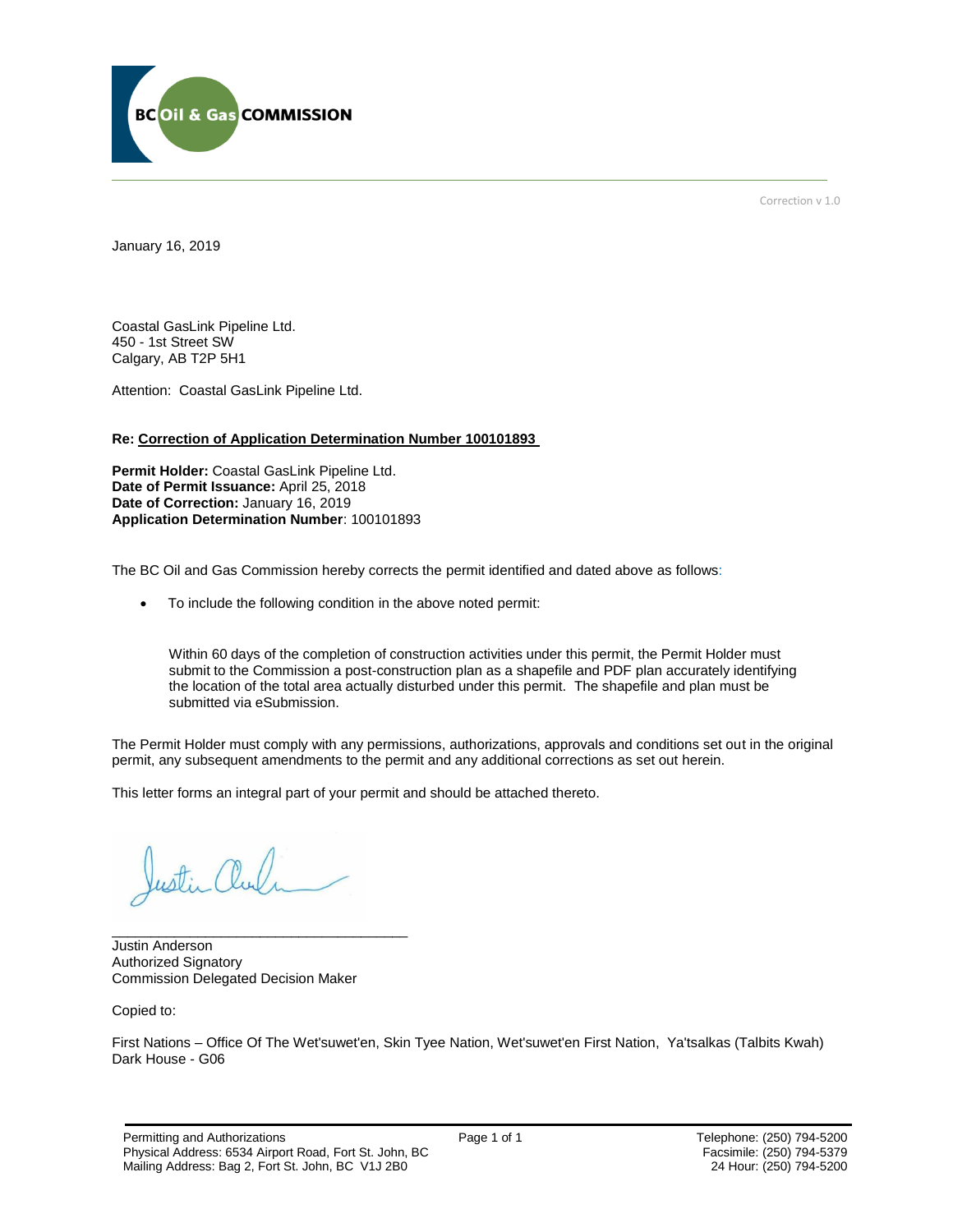Correction v 1.0

January 16, 2019

Coastal GasLink Pipeline Ltd.
450 - 1st Street SW
Calgary, AB T2P 5H1

Attention: Coastal GasLink Pipeline Ltd.

**Re: Correction of Application Determination Number 100101893**

**Permit Holder:** Coastal GasLink Pipeline Ltd.
**Date of Permit Issuance:** April 25, 2018
**Date of Correction:** January 16, 2019
**Application Determination Number**: 100101893

The BC Oil and Gas Commission hereby corrects the permit identified and dated above as follows:

- To include the following condition in the above noted permit:

  Within 60 days of the completion of construction activities under this permit, the Permit Holder must submit to the Commission a post-construction plan as a shapefile and PDF plan accurately identifying the location of the total area actually disturbed under this permit. The shapefile and plan must be submitted via eSubmission.

The Permit Holder must comply with any permissions, authorizations, approvals and conditions set out in the original permit, any subsequent amendments to the permit and any additional corrections as set out herein.

This letter forms an integral part of your permit and should be attached thereto.

______________________________________
Justin Anderson
Authorized Signatory
Commission Delegated Decision Maker

Copied to:

First Nations – Office Of The Wet'suwet'en, Skin Tyee Nation, Wet'suwet'en First Nation, Ya'tsalkas (Talbits Kwah) Dark House - G06

Permitting and Authorizations
Physical Address: 6534 Airport Road, Fort St. John, BC
Mailing Address: Bag 2, Fort St. John, BC V1J 2B0

Telephone: (250) 794-5200
Facsimile: (250) 794-5379
24 Hour: (250) 794-5200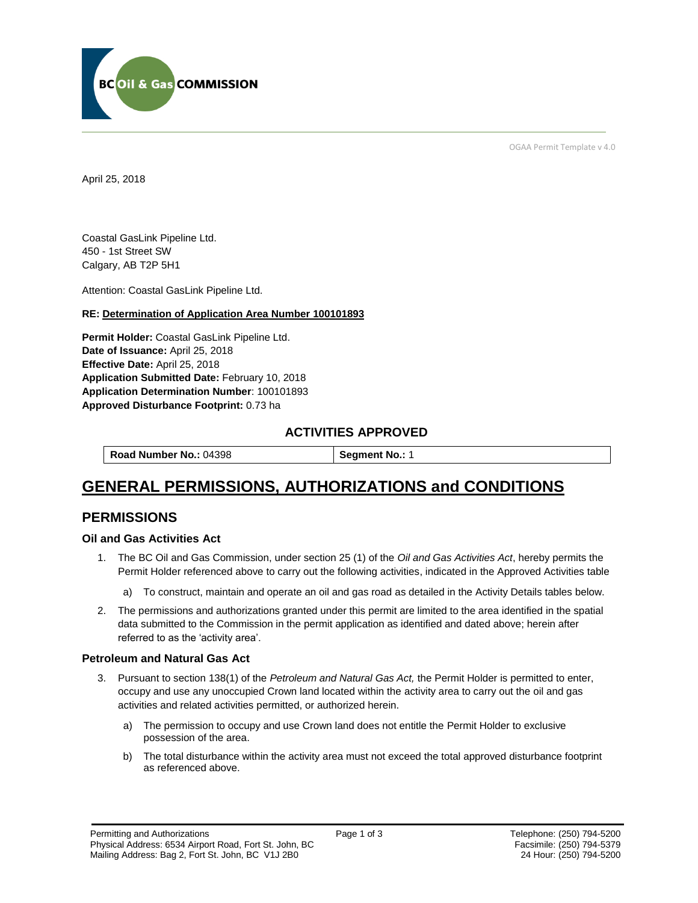OGAA Permit Template v 4.0

April 25, 2018

Coastal GasLink Pipeline Ltd.
450 - 1st Street SW
Calgary, AB T2P 5H1

Attention: Coastal GasLink Pipeline Ltd.

**RE: Determination of Application Area Number 100101893**

**Permit Holder:** Coastal GasLink Pipeline Ltd.
**Date of Issuance:** April 25, 2018
**Effective Date:** April 25, 2018
**Application Submitted Date:** February 10, 2018
**Application Determination Number**: 100101893
**Approved Disturbance Footprint:** 0.73 ha

### ACTIVITIES APPROVED

| **Road Number No.:** 04398 | **Segment No.:** 1 |
|---|---|

# GENERAL PERMISSIONS, AUTHORIZATIONS and CONDITIONS

## PERMISSIONS

### Oil and Gas Activities Act

1. The BC Oil and Gas Commission, under section 25 (1) of the *Oil and Gas Activities Act*, hereby permits the Permit Holder referenced above to carry out the following activities, indicated in the Approved Activities table
   a) To construct, maintain and operate an oil and gas road as detailed in the Activity Details tables below.
2. The permissions and authorizations granted under this permit are limited to the area identified in the spatial data submitted to the Commission in the permit application as identified and dated above; herein after referred to as the 'activity area'.

### Petroleum and Natural Gas Act

3. Pursuant to section 138(1) of the *Petroleum and Natural Gas Act,* the Permit Holder is permitted to enter, occupy and use any unoccupied Crown land located within the activity area to carry out the oil and gas activities and related activities permitted, or authorized herein.
   a) The permission to occupy and use Crown land does not entitle the Permit Holder to exclusive possession of the area.
   b) The total disturbance within the activity area must not exceed the total approved disturbance footprint as referenced above.

Permitting and Authorizations
Physical Address: 6534 Airport Road, Fort St. John, BC
Mailing Address: Bag 2, Fort St. John, BC V1J 2B0

Telephone: (250) 794-5200
Facsimile: (250) 794-5379
24 Hour: (250) 794-5200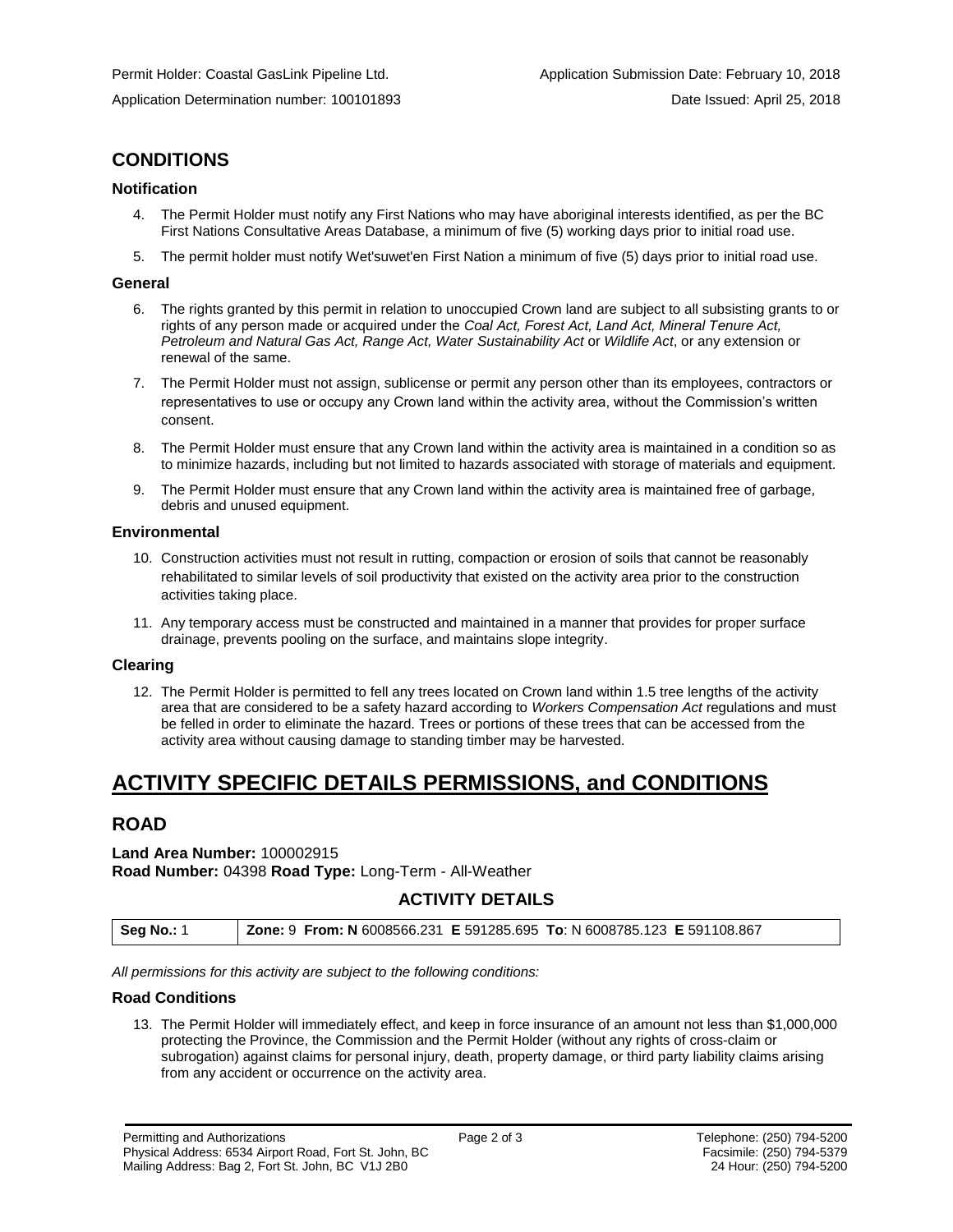Permit Holder: Coastal GasLink Pipeline Ltd. Application Submission Date: February 10, 2018

Application Determination number: 100101893 Date Issued: April 25, 2018

## CONDITIONS

### Notification

4. The Permit Holder must notify any First Nations who may have aboriginal interests identified, as per the BC First Nations Consultative Areas Database, a minimum of five (5) working days prior to initial road use.
5. The permit holder must notify Wet'suwet'en First Nation a minimum of five (5) days prior to initial road use.

### General

6. The rights granted by this permit in relation to unoccupied Crown land are subject to all subsisting grants to or rights of any person made or acquired under the *Coal Act, Forest Act, Land Act, Mineral Tenure Act, Petroleum and Natural Gas Act, Range Act, Water Sustainability Act* or *Wildlife Act*, or any extension or renewal of the same.
7. The Permit Holder must not assign, sublicense or permit any person other than its employees, contractors or representatives to use or occupy any Crown land within the activity area, without the Commission's written consent.
8. The Permit Holder must ensure that any Crown land within the activity area is maintained in a condition so as to minimize hazards, including but not limited to hazards associated with storage of materials and equipment.
9. The Permit Holder must ensure that any Crown land within the activity area is maintained free of garbage, debris and unused equipment.

### Environmental

10. Construction activities must not result in rutting, compaction or erosion of soils that cannot be reasonably rehabilitated to similar levels of soil productivity that existed on the activity area prior to the construction activities taking place.
11. Any temporary access must be constructed and maintained in a manner that provides for proper surface drainage, prevents pooling on the surface, and maintains slope integrity.

### Clearing

12. The Permit Holder is permitted to fell any trees located on Crown land within 1.5 tree lengths of the activity area that are considered to be a safety hazard according to *Workers Compensation Act* regulations and must be felled in order to eliminate the hazard. Trees or portions of these trees that can be accessed from the activity area without causing damage to standing timber may be harvested.

# ACTIVITY SPECIFIC DETAILS PERMISSIONS, and CONDITIONS

## ROAD

**Land Area Number:** 100002915
**Road Number:** 04398 **Road Type:** Long-Term - All-Weather

### ACTIVITY DETAILS

| Seg No.: 1 | Zone: 9 From: N 6008566.231 E 591285.695 To: N 6008785.123 E 591108.867 |
|---|---|

*All permissions for this activity are subject to the following conditions:*

### Road Conditions

13. The Permit Holder will immediately effect, and keep in force insurance of an amount not less than $1,000,000 protecting the Province, the Commission and the Permit Holder (without any rights of cross-claim or subrogation) against claims for personal injury, death, property damage, or third party liability claims arising from any accident or occurrence on the activity area.

Permitting and Authorizations
Physical Address: 6534 Airport Road, Fort St. John, BC
Mailing Address: Bag 2, Fort St. John, BC V1J 2B0

Telephone: (250) 794-5200
Facsimile: (250) 794-5379
24 Hour: (250) 794-5200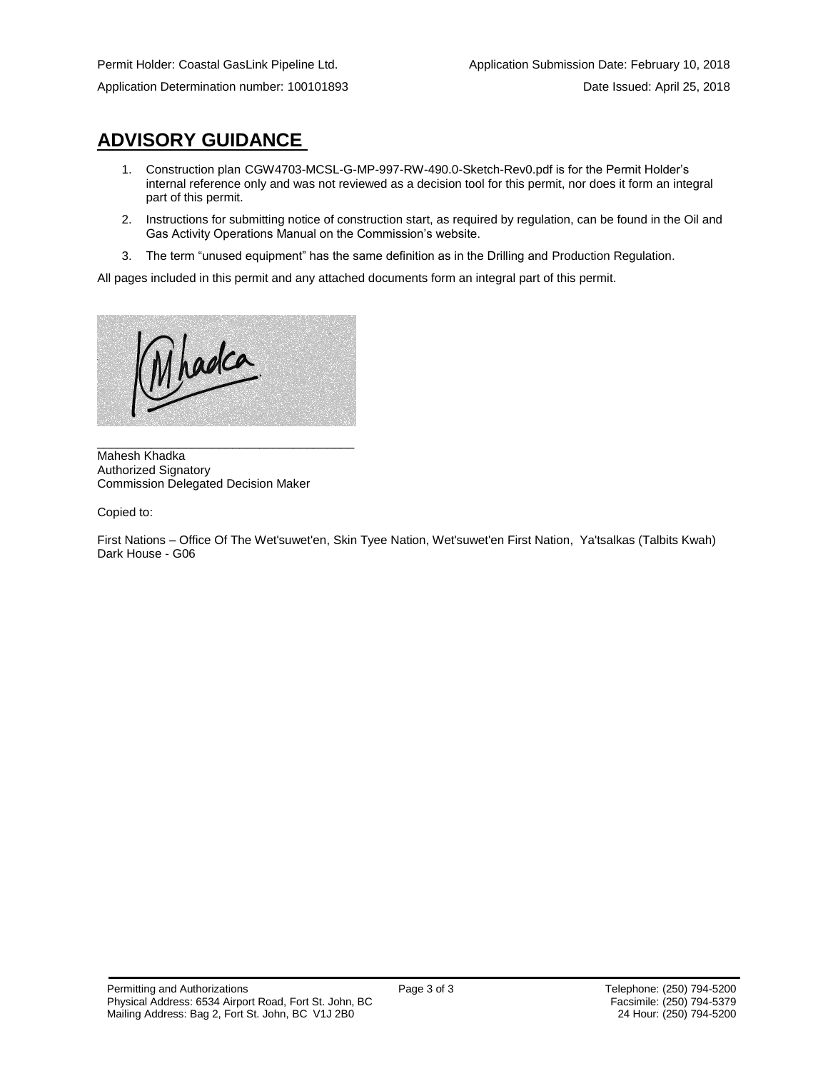Permit Holder: Coastal GasLink Pipeline Ltd.

Application Submission Date: February 10, 2018

Application Determination number: 100101893

Date Issued: April 25, 2018

## ADVISORY GUIDANCE

1. Construction plan CGW4703-MCSL-G-MP-997-RW-490.0-Sketch-Rev0.pdf is for the Permit Holder's internal reference only and was not reviewed as a decision tool for this permit, nor does it form an integral part of this permit.
2. Instructions for submitting notice of construction start, as required by regulation, can be found in the Oil and Gas Activity Operations Manual on the Commission's website.
3. The term "unused equipment" has the same definition as in the Drilling and Production Regulation.

All pages included in this permit and any attached documents form an integral part of this permit.

Mahesh Khadka
Authorized Signatory
Commission Delegated Decision Maker

Copied to:

First Nations – Office Of The Wet'suwet'en, Skin Tyee Nation, Wet'suwet'en First Nation, Ya'tsalkas (Talbits Kwah) Dark House - G06

Permitting and Authorizations
Physical Address: 6534 Airport Road, Fort St. John, BC
Mailing Address: Bag 2, Fort St. John, BC V1J 2B0

Telephone: (250) 794-5200
Facsimile: (250) 794-5379
24 Hour: (250) 794-5200